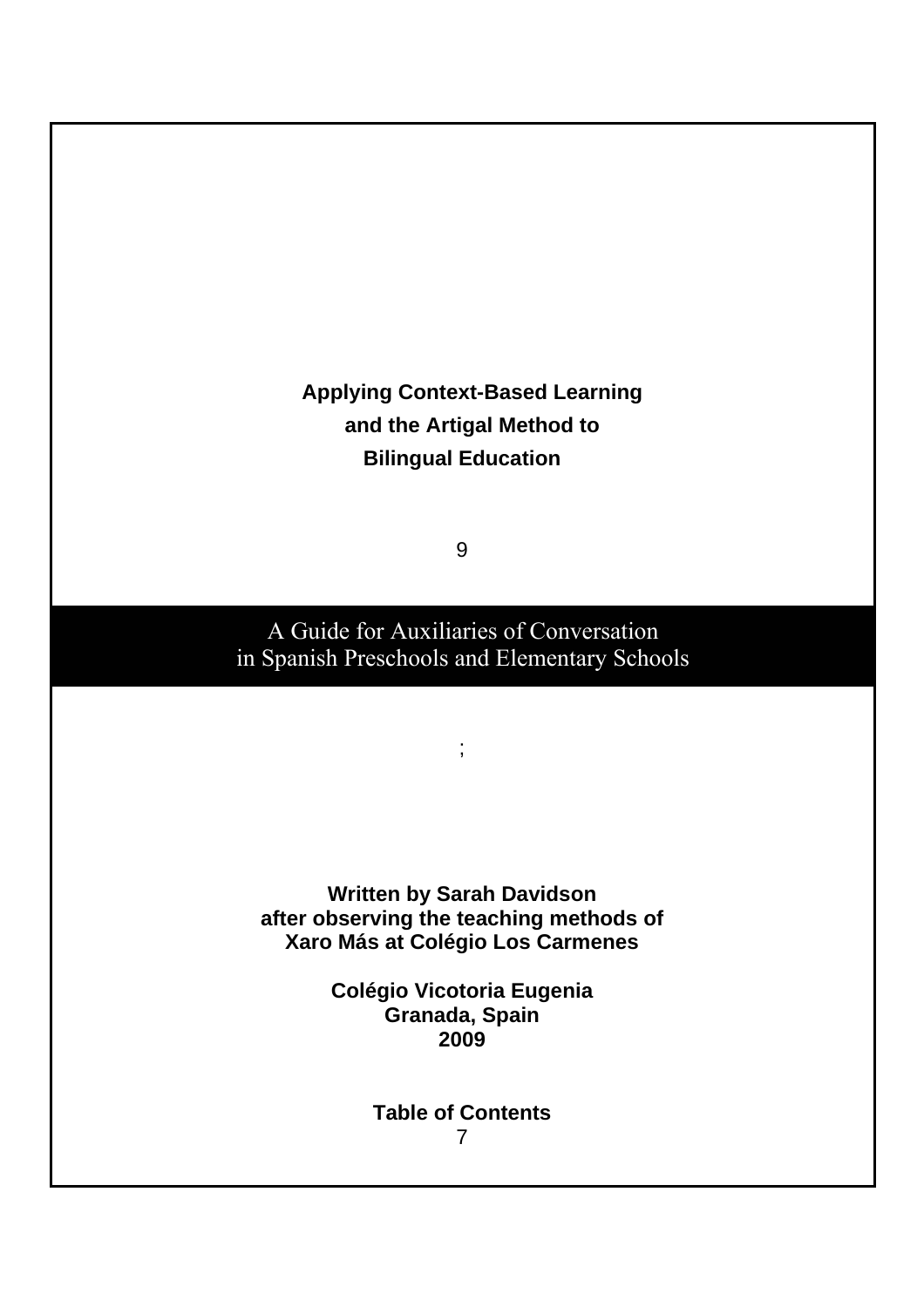# Applying Context-Based Learning and the Artigal Method to Bilingual Education

9

## A Guide for Auxiliaries of Conversation in Spanish Preschools and Elementary Schools

;

**Written by Sarah Davidson**
**after observing the teaching methods of**
**Xaro Más at Colégio Los Carmenes**

**Colégio Vicotoria Eugenia**
**Granada, Spain**
**2009**

**Table of Contents**
7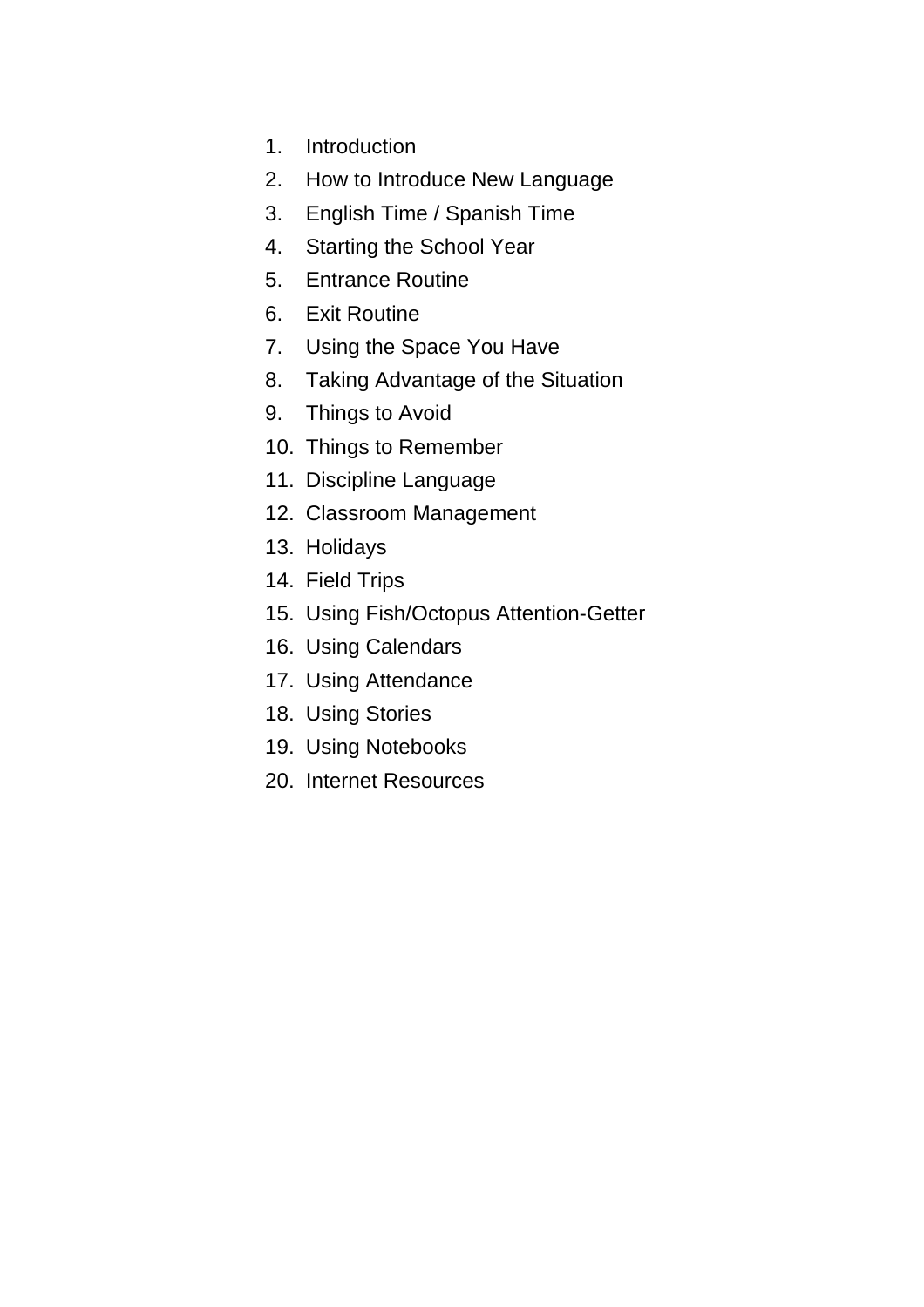1. Introduction
2. How to Introduce New Language
3. English Time / Spanish Time
4. Starting the School Year
5. Entrance Routine
6. Exit Routine
7. Using the Space You Have
8. Taking Advantage of the Situation
9. Things to Avoid
10. Things to Remember
11. Discipline Language
12. Classroom Management
13. Holidays
14. Field Trips
15. Using Fish/Octopus Attention-Getter
16. Using Calendars
17. Using Attendance
18. Using Stories
19. Using Notebooks
20. Internet Resources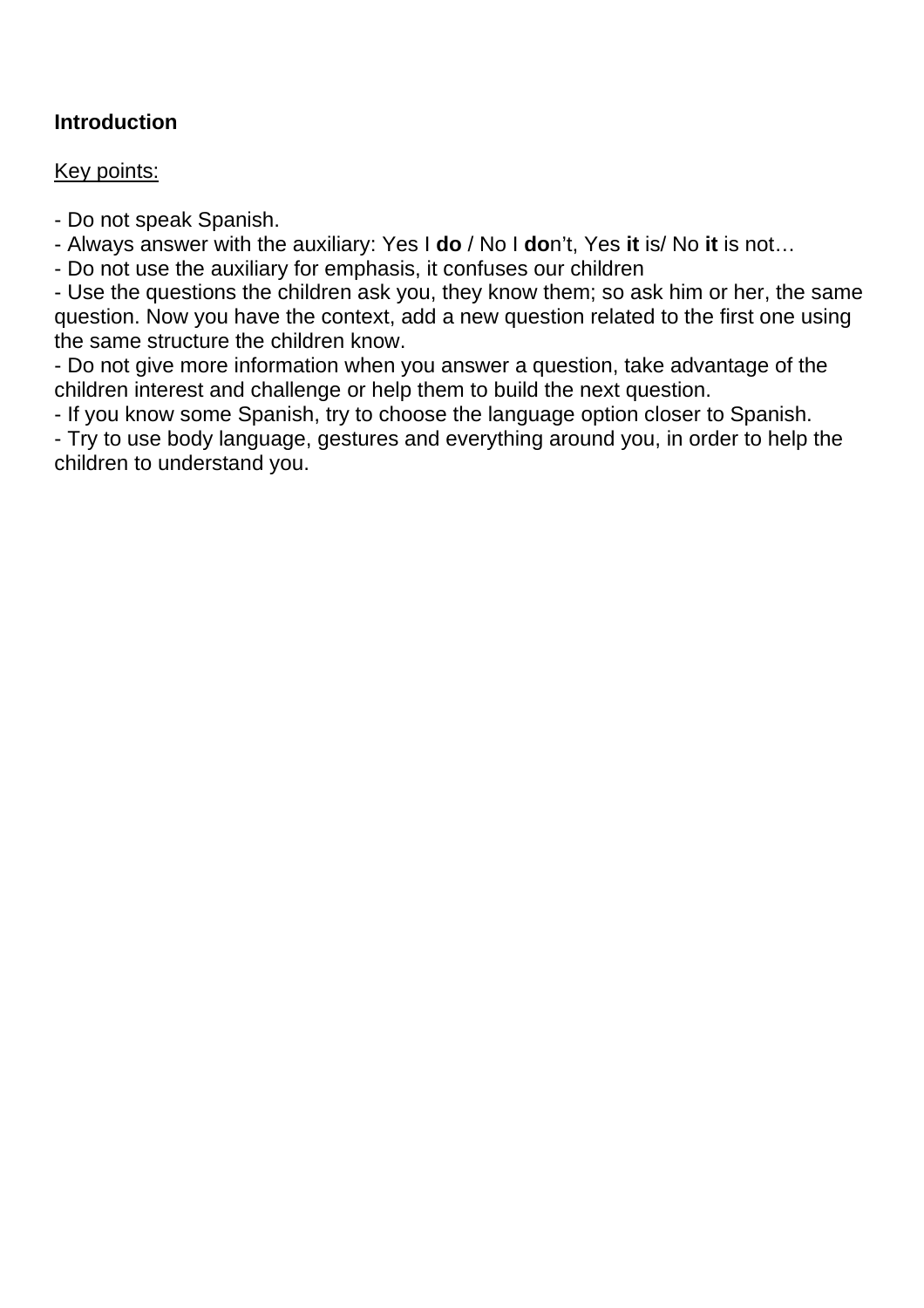**Introduction**

<u>Key points:</u>

- Do not speak Spanish.
- Always answer with the auxiliary: Yes I **do** / No I **do**n't, Yes **it** is/ No **it** is not…
- Do not use the auxiliary for emphasis, it confuses our children
- Use the questions the children ask you, they know them; so ask him or her, the same question. Now you have the context, add a new question related to the first one using the same structure the children know.
- Do not give more information when you answer a question, take advantage of the children interest and challenge or help them to build the next question.
- If you know some Spanish, try to choose the language option closer to Spanish.
- Try to use body language, gestures and everything around you, in order to help the children to understand you.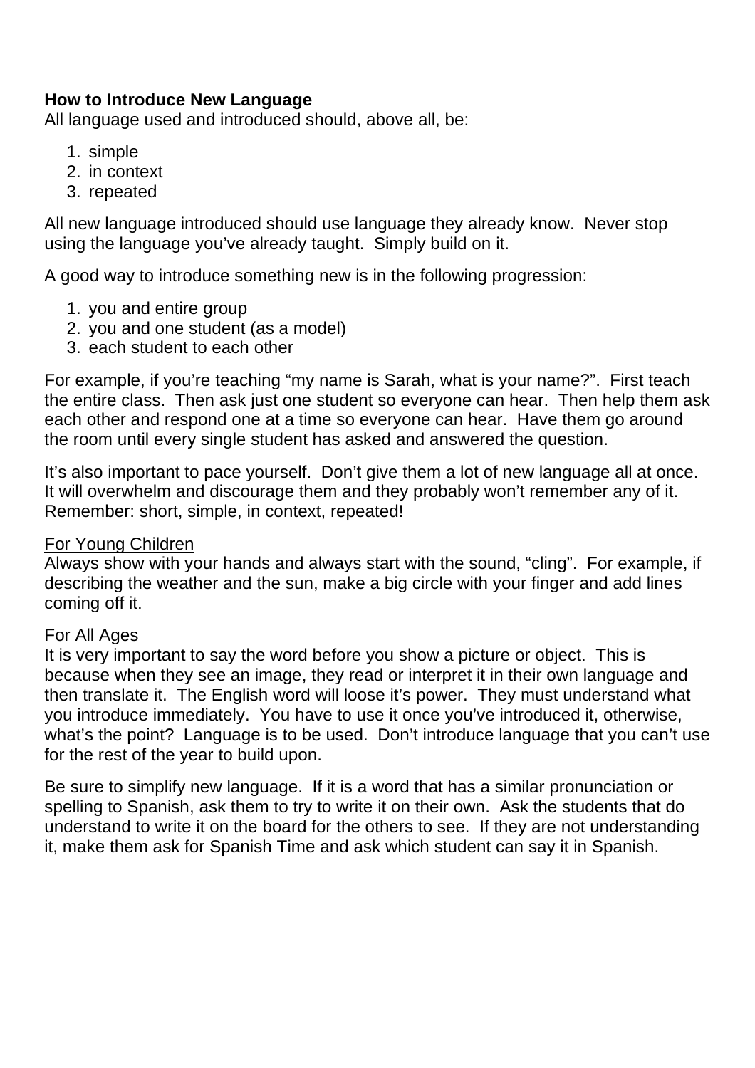**How to Introduce New Language**

All language used and introduced should, above all, be:

1. simple
2. in context
3. repeated

All new language introduced should use language they already know. Never stop using the language you've already taught. Simply build on it.

A good way to introduce something new is in the following progression:

1. you and entire group
2. you and one student (as a model)
3. each student to each other

For example, if you're teaching "my name is Sarah, what is your name?". First teach the entire class. Then ask just one student so everyone can hear. Then help them ask each other and respond one at a time so everyone can hear. Have them go around the room until every single student has asked and answered the question.

It's also important to pace yourself. Don't give them a lot of new language all at once. It will overwhelm and discourage them and they probably won't remember any of it. Remember: short, simple, in context, repeated!

<u>For Young Children</u>

Always show with your hands and always start with the sound, "cling". For example, if describing the weather and the sun, make a big circle with your finger and add lines coming off it.

<u>For All Ages</u>

It is very important to say the word before you show a picture or object. This is because when they see an image, they read or interpret it in their own language and then translate it. The English word will loose it's power. They must understand what you introduce immediately. You have to use it once you've introduced it, otherwise, what's the point? Language is to be used. Don't introduce language that you can't use for the rest of the year to build upon.

Be sure to simplify new language. If it is a word that has a similar pronunciation or spelling to Spanish, ask them to try to write it on their own. Ask the students that do understand to write it on the board for the others to see. If they are not understanding it, make them ask for Spanish Time and ask which student can say it in Spanish.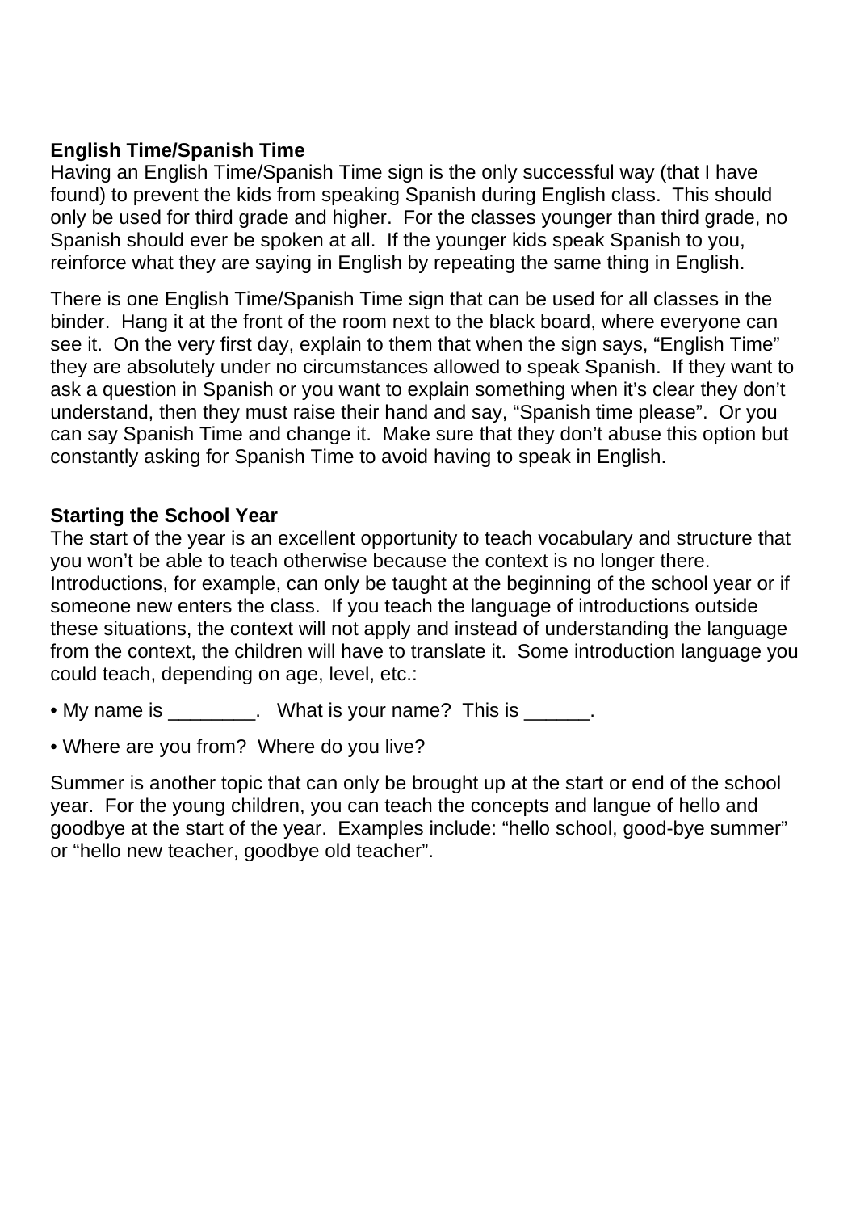**English Time/Spanish Time**

Having an English Time/Spanish Time sign is the only successful way (that I have found) to prevent the kids from speaking Spanish during English class. This should only be used for third grade and higher. For the classes younger than third grade, no Spanish should ever be spoken at all. If the younger kids speak Spanish to you, reinforce what they are saying in English by repeating the same thing in English.

There is one English Time/Spanish Time sign that can be used for all classes in the binder. Hang it at the front of the room next to the black board, where everyone can see it. On the very first day, explain to them that when the sign says, "English Time" they are absolutely under no circumstances allowed to speak Spanish. If they want to ask a question in Spanish or you want to explain something when it's clear they don't understand, then they must raise their hand and say, "Spanish time please". Or you can say Spanish Time and change it. Make sure that they don't abuse this option but constantly asking for Spanish Time to avoid having to speak in English.

**Starting the School Year**

The start of the year is an excellent opportunity to teach vocabulary and structure that you won't be able to teach otherwise because the context is no longer there. Introductions, for example, can only be taught at the beginning of the school year or if someone new enters the class. If you teach the language of introductions outside these situations, the context will not apply and instead of understanding the language from the context, the children will have to translate it. Some introduction language you could teach, depending on age, level, etc.:

- My name is ________. What is your name? This is ______.
- Where are you from? Where do you live?

Summer is another topic that can only be brought up at the start or end of the school year. For the young children, you can teach the concepts and langue of hello and goodbye at the start of the year. Examples include: "hello school, good-bye summer" or "hello new teacher, goodbye old teacher".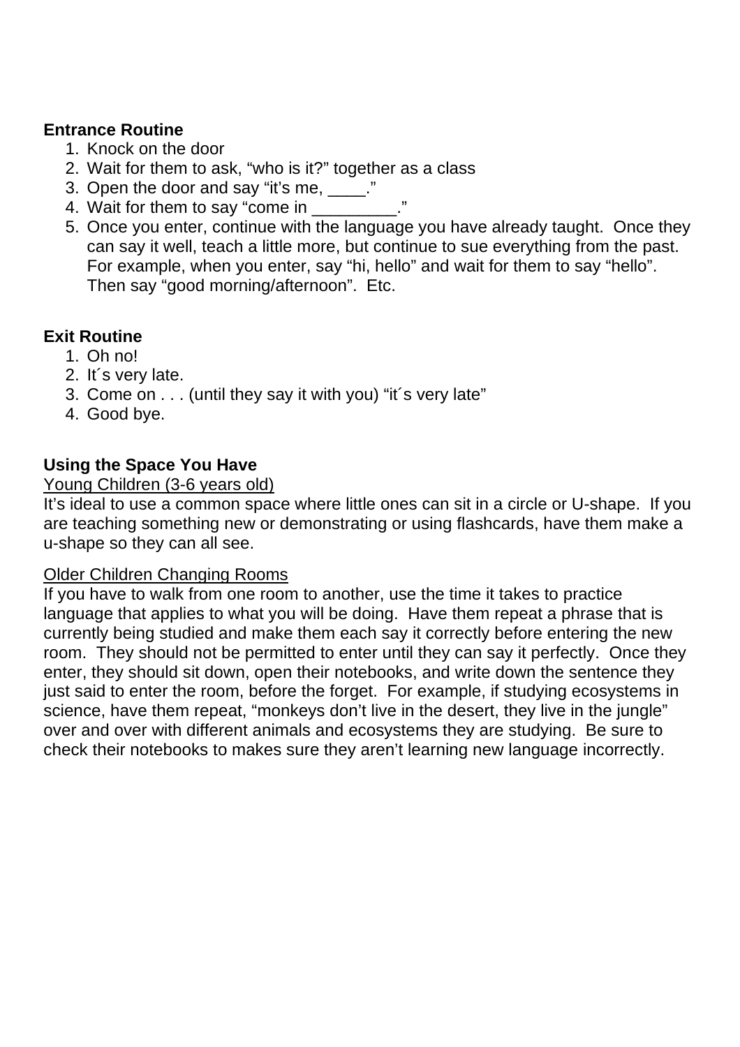**Entrance Routine**

1. Knock on the door
2. Wait for them to ask, “who is it?” together as a class
3. Open the door and say “it’s me, ____.”
4. Wait for them to say “come in _________.”
5. Once you enter, continue with the language you have already taught. Once they can say it well, teach a little more, but continue to sue everything from the past. For example, when you enter, say “hi, hello” and wait for them to say “hello”. Then say “good morning/afternoon”. Etc.

**Exit Routine**

1. Oh no!
2. It´s very late.
3. Come on . . . (until they say it with you) “it´s very late”
4. Good bye.

**Using the Space You Have**

<u>Young Children (3-6 years old)</u>

It’s ideal to use a common space where little ones can sit in a circle or U-shape. If you are teaching something new or demonstrating or using flashcards, have them make a u-shape so they can all see.

<u>Older Children Changing Rooms</u>

If you have to walk from one room to another, use the time it takes to practice language that applies to what you will be doing. Have them repeat a phrase that is currently being studied and make them each say it correctly before entering the new room. They should not be permitted to enter until they can say it perfectly. Once they enter, they should sit down, open their notebooks, and write down the sentence they just said to enter the room, before the forget. For example, if studying ecosystems in science, have them repeat, “monkeys don’t live in the desert, they live in the jungle” over and over with different animals and ecosystems they are studying. Be sure to check their notebooks to makes sure they aren’t learning new language incorrectly.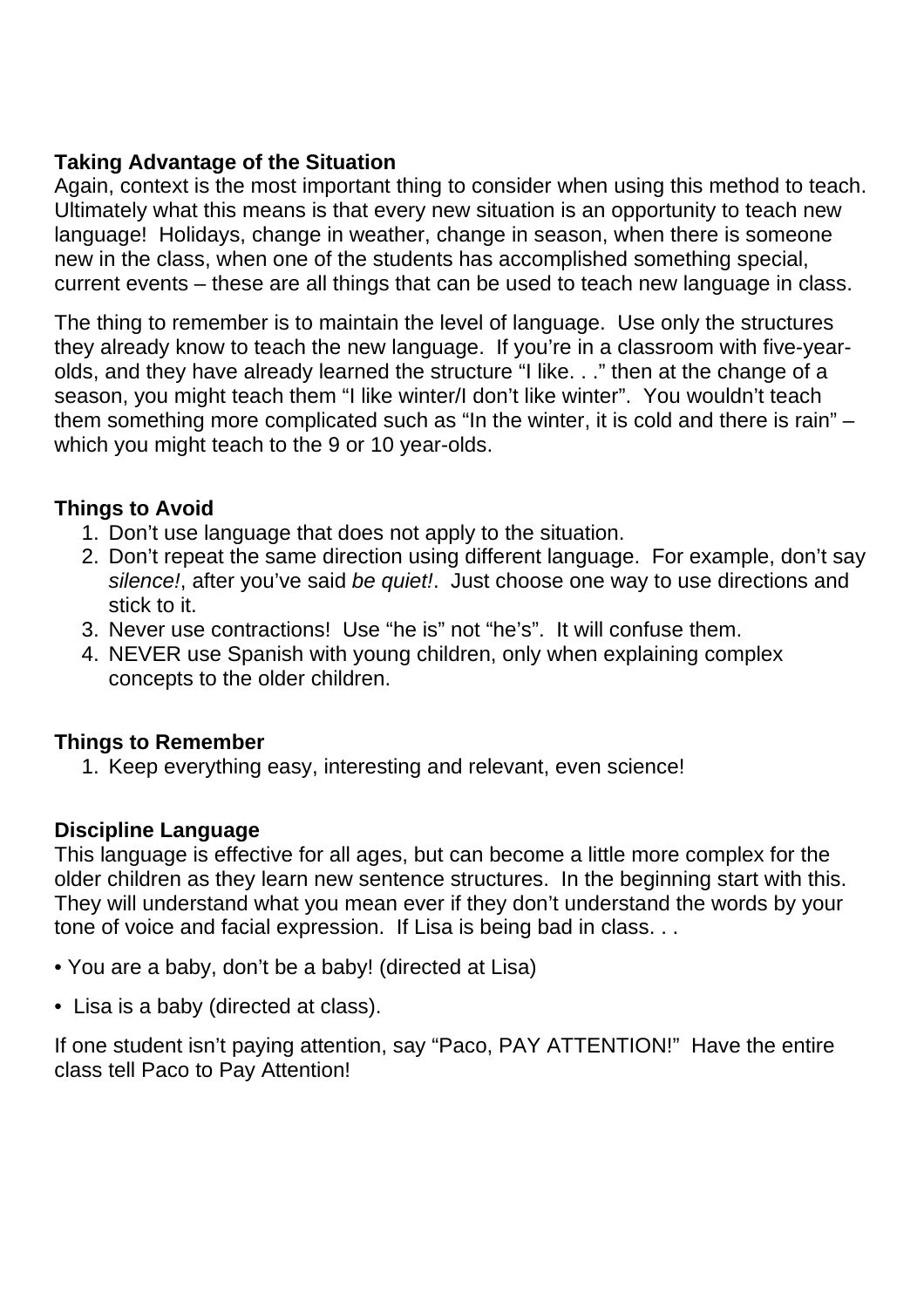**Taking Advantage of the Situation**

Again, context is the most important thing to consider when using this method to teach. Ultimately what this means is that every new situation is an opportunity to teach new language! Holidays, change in weather, change in season, when there is someone new in the class, when one of the students has accomplished something special, current events – these are all things that can be used to teach new language in class.

The thing to remember is to maintain the level of language. Use only the structures they already know to teach the new language. If you're in a classroom with five-year-olds, and they have already learned the structure "I like. . ." then at the change of a season, you might teach them "I like winter/I don't like winter". You wouldn't teach them something more complicated such as "In the winter, it is cold and there is rain" – which you might teach to the 9 or 10 year-olds.

**Things to Avoid**

1. Don't use language that does not apply to the situation.
2. Don't repeat the same direction using different language. For example, don't say *silence!*, after you've said *be quiet!*. Just choose one way to use directions and stick to it.
3. Never use contractions! Use "he is" not "he's". It will confuse them.
4. NEVER use Spanish with young children, only when explaining complex concepts to the older children.

**Things to Remember**

1. Keep everything easy, interesting and relevant, even science!

**Discipline Language**

This language is effective for all ages, but can become a little more complex for the older children as they learn new sentence structures. In the beginning start with this. They will understand what you mean ever if they don't understand the words by your tone of voice and facial expression. If Lisa is being bad in class. . .

- You are a baby, don't be a baby! (directed at Lisa)
- Lisa is a baby (directed at class).

If one student isn't paying attention, say "Paco, PAY ATTENTION!" Have the entire class tell Paco to Pay Attention!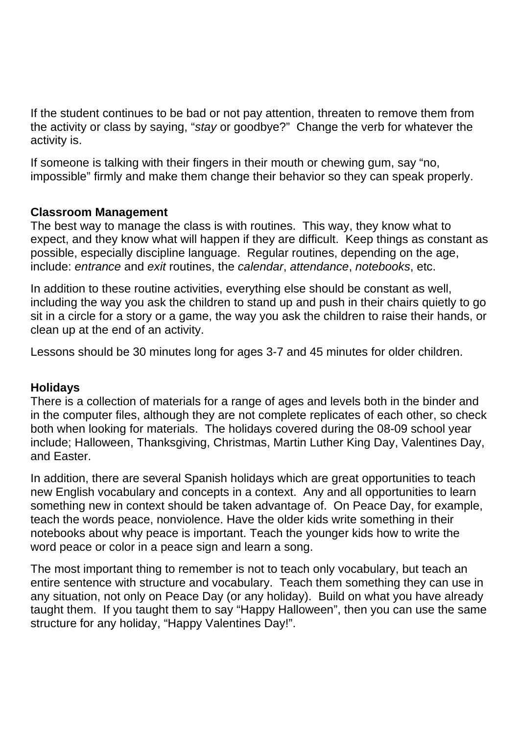If the student continues to be bad or not pay attention, threaten to remove them from the activity or class by saying, "*stay* or goodbye?" Change the verb for whatever the activity is.

If someone is talking with their fingers in their mouth or chewing gum, say "no, impossible" firmly and make them change their behavior so they can speak properly.

**Classroom Management**

The best way to manage the class is with routines. This way, they know what to expect, and they know what will happen if they are difficult. Keep things as constant as possible, especially discipline language. Regular routines, depending on the age, include: *entrance* and *exit* routines, the *calendar*, *attendance*, *notebooks*, etc.

In addition to these routine activities, everything else should be constant as well, including the way you ask the children to stand up and push in their chairs quietly to go sit in a circle for a story or a game, the way you ask the children to raise their hands, or clean up at the end of an activity.

Lessons should be 30 minutes long for ages 3-7 and 45 minutes for older children.

**Holidays**

There is a collection of materials for a range of ages and levels both in the binder and in the computer files, although they are not complete replicates of each other, so check both when looking for materials. The holidays covered during the 08-09 school year include; Halloween, Thanksgiving, Christmas, Martin Luther King Day, Valentines Day, and Easter.

In addition, there are several Spanish holidays which are great opportunities to teach new English vocabulary and concepts in a context. Any and all opportunities to learn something new in context should be taken advantage of. On Peace Day, for example, teach the words peace, nonviolence. Have the older kids write something in their notebooks about why peace is important. Teach the younger kids how to write the word peace or color in a peace sign and learn a song.

The most important thing to remember is not to teach only vocabulary, but teach an entire sentence with structure and vocabulary. Teach them something they can use in any situation, not only on Peace Day (or any holiday). Build on what you have already taught them. If you taught them to say "Happy Halloween", then you can use the same structure for any holiday, "Happy Valentines Day!".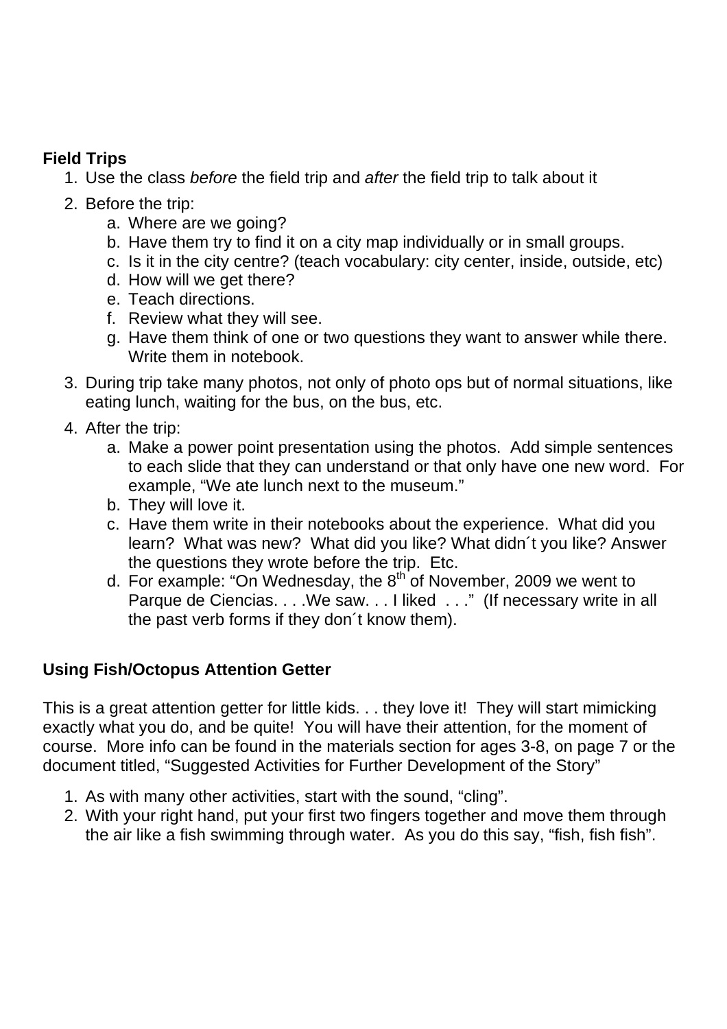**Field Trips**

1. Use the class *before* the field trip and *after* the field trip to talk about it
2. Before the trip:
   a. Where are we going?
   b. Have them try to find it on a city map individually or in small groups.
   c. Is it in the city centre? (teach vocabulary: city center, inside, outside, etc)
   d. How will we get there?
   e. Teach directions.
   f. Review what they will see.
   g. Have them think of one or two questions they want to answer while there. Write them in notebook.
3. During trip take many photos, not only of photo ops but of normal situations, like eating lunch, waiting for the bus, on the bus, etc.
4. After the trip:
   a. Make a power point presentation using the photos. Add simple sentences to each slide that they can understand or that only have one new word. For example, "We ate lunch next to the museum."
   b. They will love it.
   c. Have them write in their notebooks about the experience. What did you learn? What was new? What did you like? What didn´t you like? Answer the questions they wrote before the trip. Etc.
   d. For example: "On Wednesday, the 8th of November, 2009 we went to Parque de Ciencias. . . .We saw. . . I liked . . ." (If necessary write in all the past verb forms if they don´t know them).

**Using Fish/Octopus Attention Getter**

This is a great attention getter for little kids. . . they love it! They will start mimicking exactly what you do, and be quite! You will have their attention, for the moment of course. More info can be found in the materials section for ages 3-8, on page 7 or the document titled, "Suggested Activities for Further Development of the Story"

1. As with many other activities, start with the sound, "cling".
2. With your right hand, put your first two fingers together and move them through the air like a fish swimming through water. As you do this say, "fish, fish fish".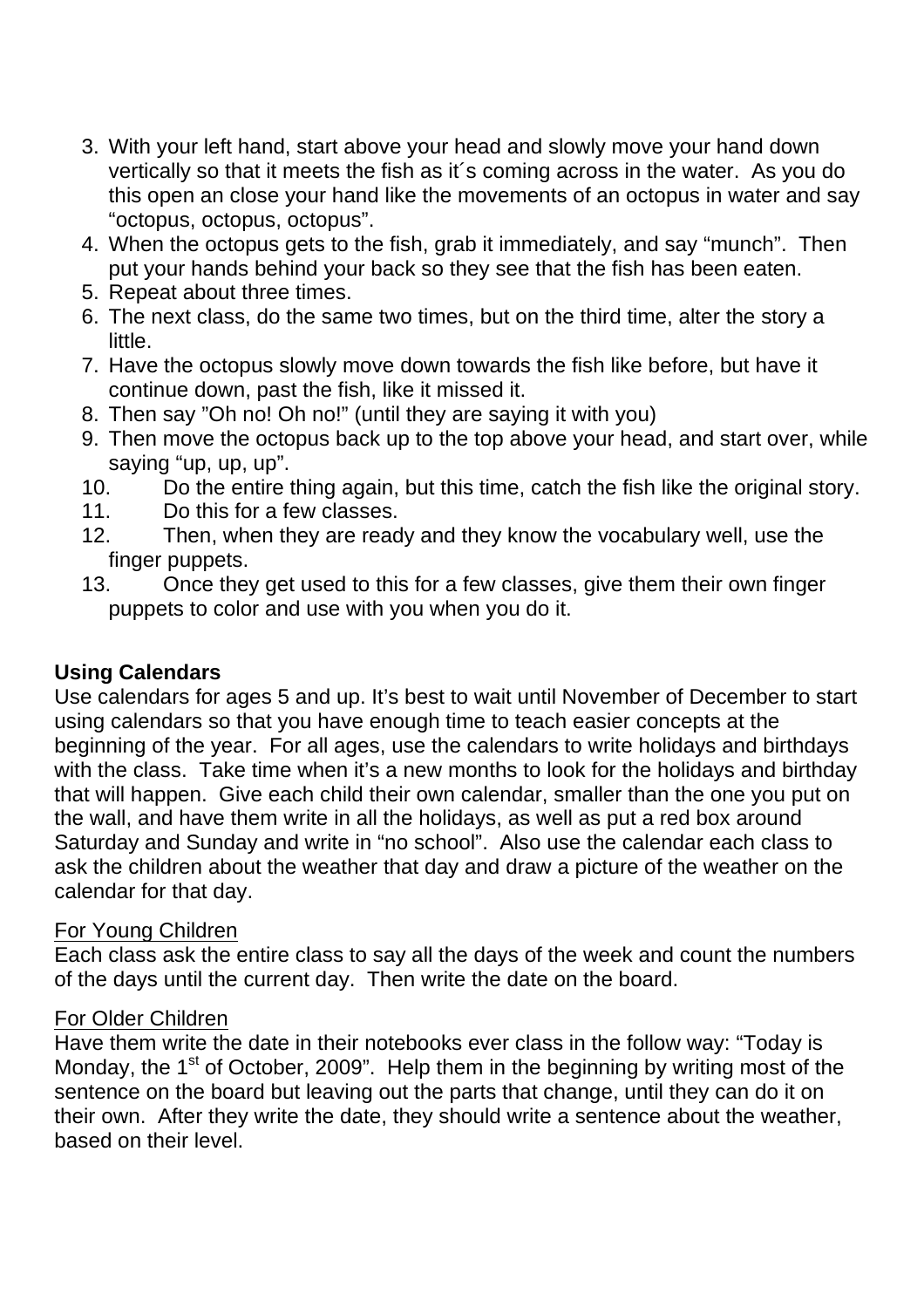3. With your left hand, start above your head and slowly move your hand down vertically so that it meets the fish as it´s coming across in the water. As you do this open an close your hand like the movements of an octopus in water and say "octopus, octopus, octopus".
4. When the octopus gets to the fish, grab it immediately, and say "munch". Then put your hands behind your back so they see that the fish has been eaten.
5. Repeat about three times.
6. The next class, do the same two times, but on the third time, alter the story a little.
7. Have the octopus slowly move down towards the fish like before, but have it continue down, past the fish, like it missed it.
8. Then say "Oh no! Oh no!" (until they are saying it with you)
9. Then move the octopus back up to the top above your head, and start over, while saying "up, up, up".
10. Do the entire thing again, but this time, catch the fish like the original story.
11. Do this for a few classes.
12. Then, when they are ready and they know the vocabulary well, use the finger puppets.
13. Once they get used to this for a few classes, give them their own finger puppets to color and use with you when you do it.

**Using Calendars**

Use calendars for ages 5 and up. It's best to wait until November of December to start using calendars so that you have enough time to teach easier concepts at the beginning of the year. For all ages, use the calendars to write holidays and birthdays with the class. Take time when it's a new months to look for the holidays and birthday that will happen. Give each child their own calendar, smaller than the one you put on the wall, and have them write in all the holidays, as well as put a red box around Saturday and Sunday and write in "no school". Also use the calendar each class to ask the children about the weather that day and draw a picture of the weather on the calendar for that day.

<u>For Young Children</u>

Each class ask the entire class to say all the days of the week and count the numbers of the days until the current day. Then write the date on the board.

<u>For Older Children</u>

Have them write the date in their notebooks ever class in the follow way: "Today is Monday, the 1st of October, 2009". Help them in the beginning by writing most of the sentence on the board but leaving out the parts that change, until they can do it on their own. After they write the date, they should write a sentence about the weather, based on their level.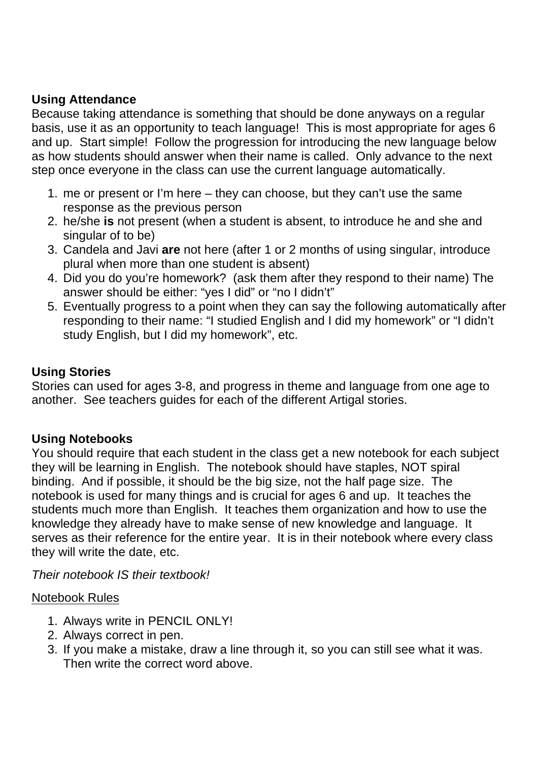**Using Attendance**

Because taking attendance is something that should be done anyways on a regular basis, use it as an opportunity to teach language! This is most appropriate for ages 6 and up. Start simple! Follow the progression for introducing the new language below as how students should answer when their name is called. Only advance to the next step once everyone in the class can use the current language automatically.

1. me or present or I'm here – they can choose, but they can't use the same response as the previous person
2. he/she **is** not present (when a student is absent, to introduce he and she and singular of to be)
3. Candela and Javi **are** not here (after 1 or 2 months of using singular, introduce plural when more than one student is absent)
4. Did you do you're homework? (ask them after they respond to their name) The answer should be either: "yes I did" or "no I didn't"
5. Eventually progress to a point when they can say the following automatically after responding to their name: "I studied English and I did my homework" or "I didn't study English, but I did my homework", etc.

**Using Stories**

Stories can used for ages 3-8, and progress in theme and language from one age to another. See teachers guides for each of the different Artigal stories.

**Using Notebooks**

You should require that each student in the class get a new notebook for each subject they will be learning in English. The notebook should have staples, NOT spiral binding. And if possible, it should be the big size, not the half page size. The notebook is used for many things and is crucial for ages 6 and up. It teaches the students much more than English. It teaches them organization and how to use the knowledge they already have to make sense of new knowledge and language. It serves as their reference for the entire year. It is in their notebook where every class they will write the date, etc.

*Their notebook IS their textbook!*

<u>Notebook Rules</u>

1. Always write in PENCIL ONLY!
2. Always correct in pen.
3. If you make a mistake, draw a line through it, so you can still see what it was. Then write the correct word above.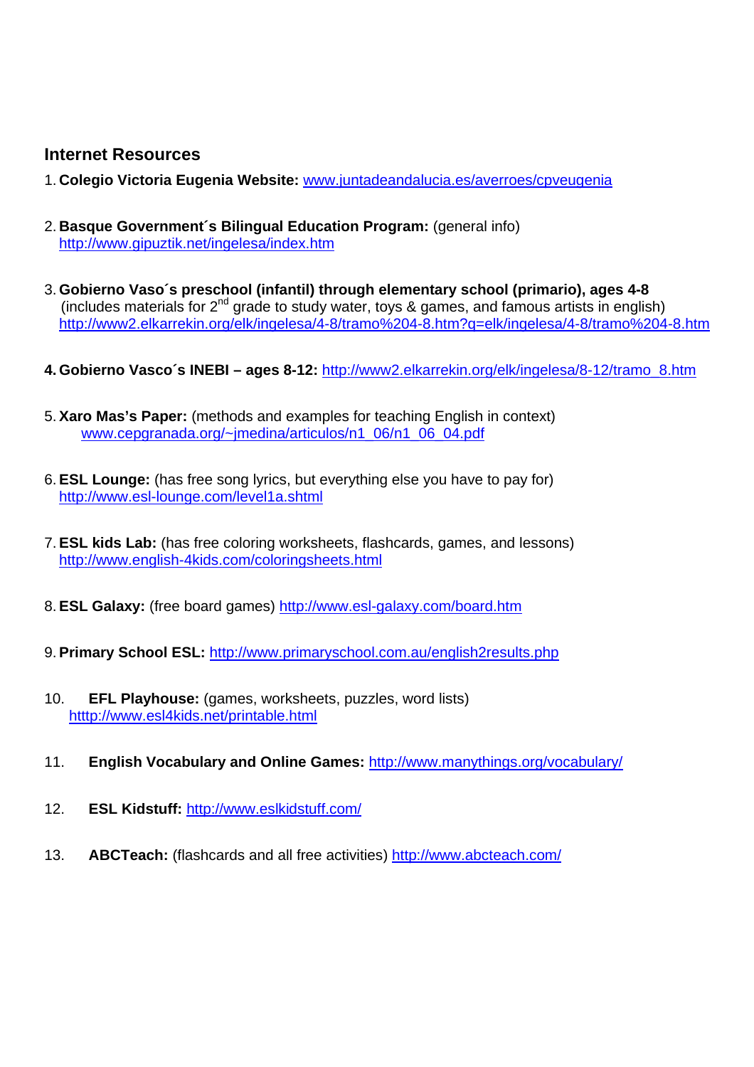## Internet Resources

1. **Colegio Victoria Eugenia Website:** www.juntadeandalucia.es/averroes/cpveugenia

2. **Basque Government´s Bilingual Education Program:** (general info) http://www.gipuztik.net/ingelesa/index.htm

3. **Gobierno Vaso´s preschool (infantil) through elementary school (primario), ages 4-8** (includes materials for 2nd grade to study water, toys & games, and famous artists in english) http://www2.elkarrekin.org/elk/ingelesa/4-8/tramo%204-8.htm?q=elk/ingelesa/4-8/tramo%204-8.htm

4. **Gobierno Vasco´s INEBI – ages 8-12:** http://www2.elkarrekin.org/elk/ingelesa/8-12/tramo_8.htm

5. **Xaro Mas's Paper:** (methods and examples for teaching English in context) www.cepgranada.org/~jmedina/articulos/n1_06/n1_06_04.pdf

6. **ESL Lounge:** (has free song lyrics, but everything else you have to pay for) http://www.esl-lounge.com/level1a.shtml

7. **ESL kids Lab:** (has free coloring worksheets, flashcards, games, and lessons) http://www.english-4kids.com/coloringsheets.html

8. **ESL Galaxy:** (free board games) http://www.esl-galaxy.com/board.htm

9. **Primary School ESL:** http://www.primaryschool.com.au/english2results.php

10. **EFL Playhouse:** (games, worksheets, puzzles, word lists) htttp://www.esl4kids.net/printable.html

11. **English Vocabulary and Online Games:** http://www.manythings.org/vocabulary/

12. **ESL Kidstuff:** http://www.eslkidstuff.com/

13. **ABCTeach:** (flashcards and all free activities) http://www.abcteach.com/